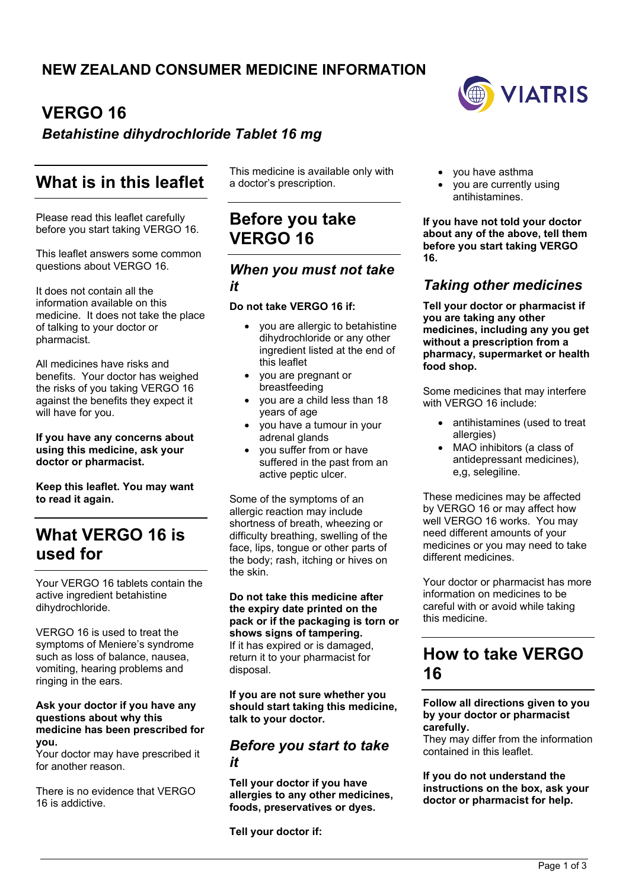# NEW ZEALAND CONSUMER MEDICINE INFORMATION

# VERGO 16

***Betahistine dihydrochloride Tablet 16 mg***

## What is in this leaflet

Please read this leaflet carefully before you start taking VERGO 16.

This leaflet answers some common questions about VERGO 16.

It does not contain all the information available on this medicine. It does not take the place of talking to your doctor or pharmacist.

All medicines have risks and benefits. Your doctor has weighed the risks of you taking VERGO 16 against the benefits they expect it will have for you.

**If you have any concerns about using this medicine, ask your doctor or pharmacist.**

**Keep this leaflet. You may want to read it again.**

## What VERGO 16 is used for

Your VERGO 16 tablets contain the active ingredient betahistine dihydrochloride.

VERGO 16 is used to treat the symptoms of Meniere's syndrome such as loss of balance, nausea, vomiting, hearing problems and ringing in the ears.

**Ask your doctor if you have any questions about why this medicine has been prescribed for you.**
Your doctor may have prescribed it for another reason.

There is no evidence that VERGO 16 is addictive.

This medicine is available only with a doctor's prescription.

## Before you take VERGO 16

### *When you must not take it*

**Do not take VERGO 16 if:**

- you are allergic to betahistine dihydrochloride or any other ingredient listed at the end of this leaflet
- you are pregnant or breastfeeding
- you are a child less than 18 years of age
- you have a tumour in your adrenal glands
- you suffer from or have suffered in the past from an active peptic ulcer.

Some of the symptoms of an allergic reaction may include shortness of breath, wheezing or difficulty breathing, swelling of the face, lips, tongue or other parts of the body; rash, itching or hives on the skin.

**Do not take this medicine after the expiry date printed on the pack or if the packaging is torn or shows signs of tampering.**
If it has expired or is damaged, return it to your pharmacist for disposal.

**If you are not sure whether you should start taking this medicine, talk to your doctor.**

### *Before you start to take it*

**Tell your doctor if you have allergies to any other medicines, foods, preservatives or dyes.**

**Tell your doctor if:**

- you have asthma
- you are currently using antihistamines.

**If you have not told your doctor about any of the above, tell them before you start taking VERGO 16.**

### *Taking other medicines*

**Tell your doctor or pharmacist if you are taking any other medicines, including any you get without a prescription from a pharmacy, supermarket or health food shop.**

Some medicines that may interfere with VERGO 16 include:

- antihistamines (used to treat allergies)
- MAO inhibitors (a class of antidepressant medicines), e,g, selegiline.

These medicines may be affected by VERGO 16 or may affect how well VERGO 16 works. You may need different amounts of your medicines or you may need to take different medicines.

Your doctor or pharmacist has more information on medicines to be careful with or avoid while taking this medicine.

## How to take VERGO 16

**Follow all directions given to you by your doctor or pharmacist carefully.**
They may differ from the information contained in this leaflet.

**If you do not understand the instructions on the box, ask your doctor or pharmacist for help.**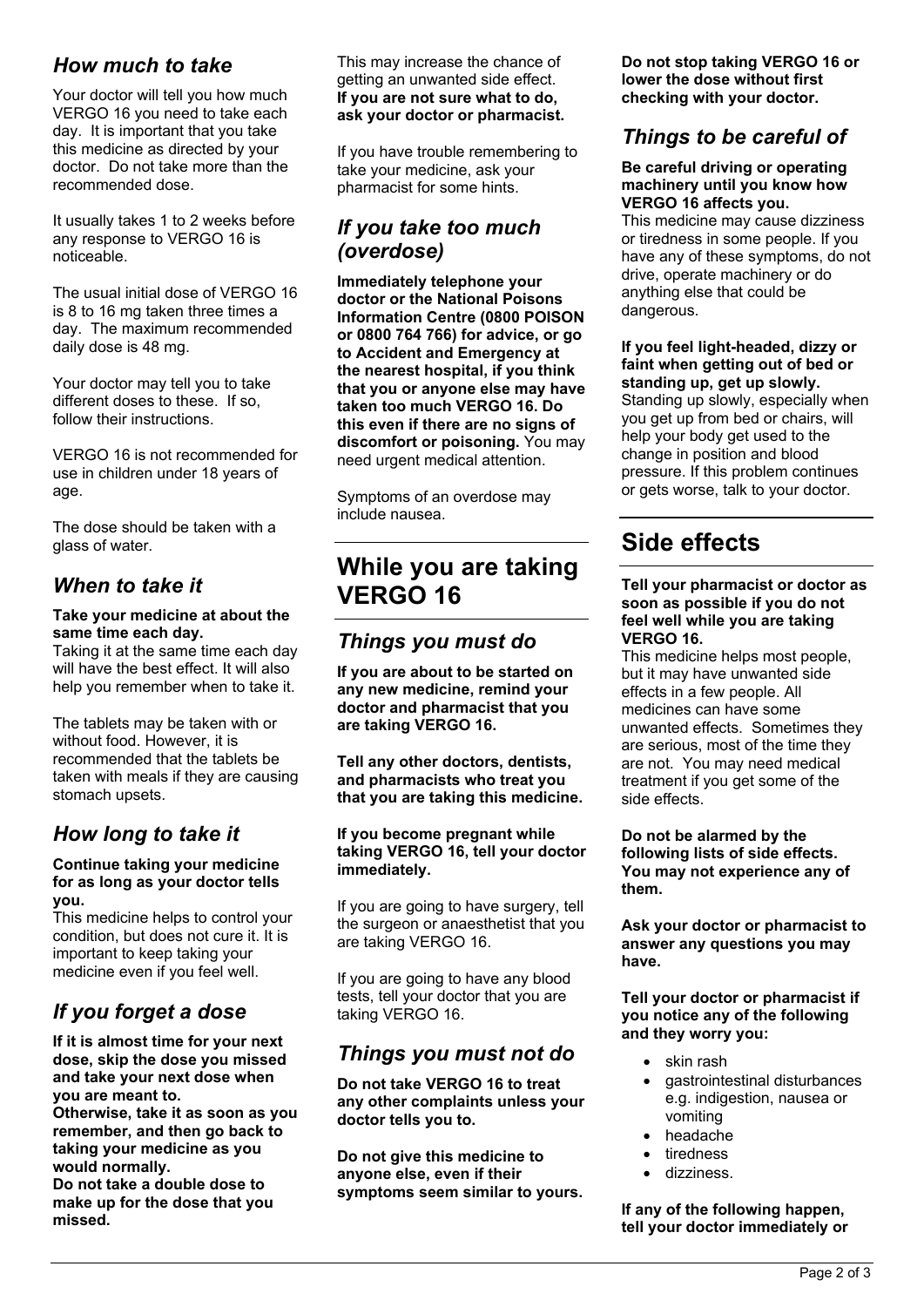## *How much to take*

Your doctor will tell you how much VERGO 16 you need to take each day. It is important that you take this medicine as directed by your doctor. Do not take more than the recommended dose.

It usually takes 1 to 2 weeks before any response to VERGO 16 is noticeable.

The usual initial dose of VERGO 16 is 8 to 16 mg taken three times a day. The maximum recommended daily dose is 48 mg.

Your doctor may tell you to take different doses to these. If so, follow their instructions.

VERGO 16 is not recommended for use in children under 18 years of age.

The dose should be taken with a glass of water.

## *When to take it*

**Take your medicine at about the same time each day.**
Taking it at the same time each day will have the best effect. It will also help you remember when to take it.

The tablets may be taken with or without food. However, it is recommended that the tablets be taken with meals if they are causing stomach upsets.

## *How long to take it*

**Continue taking your medicine for as long as your doctor tells you.**
This medicine helps to control your condition, but does not cure it. It is important to keep taking your medicine even if you feel well.

## *If you forget a dose*

**If it is almost time for your next dose, skip the dose you missed and take your next dose when you are meant to.**
**Otherwise, take it as soon as you remember, and then go back to taking your medicine as you would normally.**
**Do not take a double dose to make up for the dose that you missed.**

This may increase the chance of getting an unwanted side effect.
**If you are not sure what to do, ask your doctor or pharmacist.**

If you have trouble remembering to take your medicine, ask your pharmacist for some hints.

## *If you take too much (overdose)*

**Immediately telephone your doctor or the National Poisons Information Centre (0800 POISON or 0800 764 766) for advice, or go to Accident and Emergency at the nearest hospital, if you think that you or anyone else may have taken too much VERGO 16. Do this even if there are no signs of discomfort or poisoning.** You may need urgent medical attention.

Symptoms of an overdose may include nausea.

# While you are taking VERGO 16

## *Things you must do*

**If you are about to be started on any new medicine, remind your doctor and pharmacist that you are taking VERGO 16.**

**Tell any other doctors, dentists, and pharmacists who treat you that you are taking this medicine.**

**If you become pregnant while taking VERGO 16, tell your doctor immediately.**

If you are going to have surgery, tell the surgeon or anaesthetist that you are taking VERGO 16.

If you are going to have any blood tests, tell your doctor that you are taking VERGO 16.

## *Things you must not do*

**Do not take VERGO 16 to treat any other complaints unless your doctor tells you to.**

**Do not give this medicine to anyone else, even if their symptoms seem similar to yours.**

**Do not stop taking VERGO 16 or lower the dose without first checking with your doctor.**

## *Things to be careful of*

**Be careful driving or operating machinery until you know how VERGO 16 affects you.**
This medicine may cause dizziness or tiredness in some people. If you have any of these symptoms, do not drive, operate machinery or do anything else that could be dangerous.

**If you feel light-headed, dizzy or faint when getting out of bed or standing up, get up slowly.**
Standing up slowly, especially when you get up from bed or chairs, will help your body get used to the change in position and blood pressure. If this problem continues or gets worse, talk to your doctor.

# Side effects

**Tell your pharmacist or doctor as soon as possible if you do not feel well while you are taking VERGO 16.**
This medicine helps most people, but it may have unwanted side effects in a few people. All medicines can have some unwanted effects. Sometimes they are serious, most of the time they are not. You may need medical treatment if you get some of the side effects.

**Do not be alarmed by the following lists of side effects. You may not experience any of them.**

**Ask your doctor or pharmacist to answer any questions you may have.**

**Tell your doctor or pharmacist if you notice any of the following and they worry you:**

- skin rash
- gastrointestinal disturbances e.g. indigestion, nausea or vomiting
- headache
- tiredness
- dizziness.

**If any of the following happen, tell your doctor immediately or**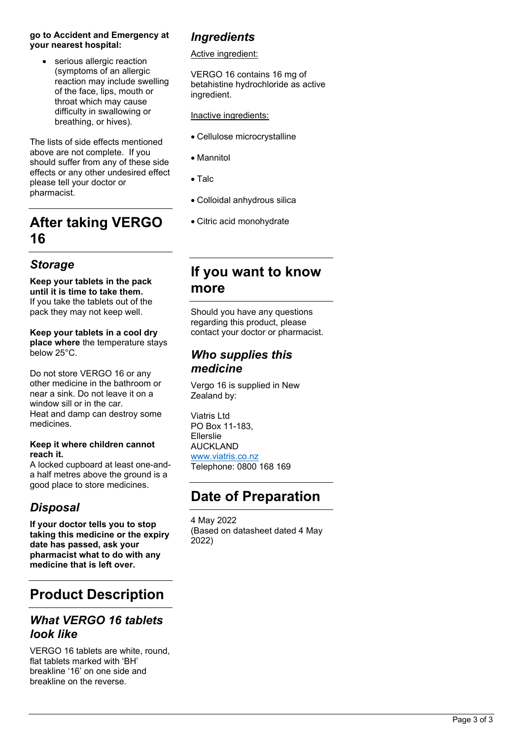**go to Accident and Emergency at your nearest hospital:**

- serious allergic reaction (symptoms of an allergic reaction may include swelling of the face, lips, mouth or throat which may cause difficulty in swallowing or breathing, or hives).

The lists of side effects mentioned above are not complete. If you should suffer from any of these side effects or any other undesired effect please tell your doctor or pharmacist.

# After taking VERGO 16

## *Storage*

**Keep your tablets in the pack until it is time to take them.** If you take the tablets out of the pack they may not keep well.

**Keep your tablets in a cool dry place where** the temperature stays below 25°C.

Do not store VERGO 16 or any other medicine in the bathroom or near a sink. Do not leave it on a window sill or in the car. Heat and damp can destroy some medicines.

**Keep it where children cannot reach it.**
A locked cupboard at least one-and-a half metres above the ground is a good place to store medicines.

## *Disposal*

**If your doctor tells you to stop taking this medicine or the expiry date has passed, ask your pharmacist what to do with any medicine that is left over.**

# Product Description

## *What VERGO 16 tablets look like*

VERGO 16 tablets are white, round, flat tablets marked with 'BH' breakline '16' on one side and breakline on the reverse.

## *Ingredients*

Active ingredient:

VERGO 16 contains 16 mg of betahistine hydrochloride as active ingredient.

Inactive ingredients:

- Cellulose microcrystalline
- Mannitol
- Talc
- Colloidal anhydrous silica
- Citric acid monohydrate

# If you want to know more

Should you have any questions regarding this product, please contact your doctor or pharmacist.

## *Who supplies this medicine*

Vergo 16 is supplied in New Zealand by:

Viatris Ltd
PO Box 11-183,
Ellerslie
AUCKLAND
www.viatris.co.nz
Telephone: 0800 168 169

# Date of Preparation

4 May 2022
(Based on datasheet dated 4 May 2022)